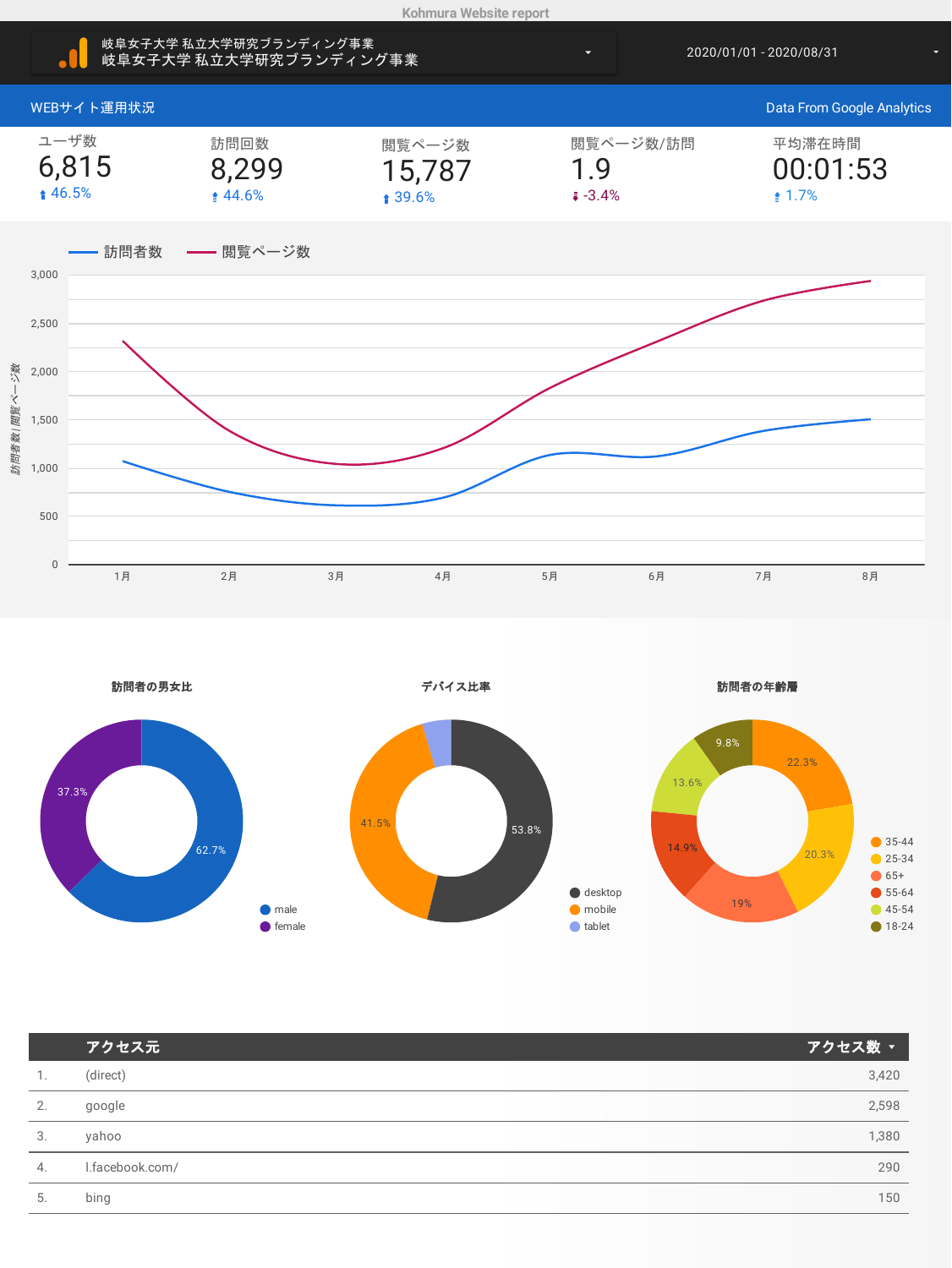# Kohmura Website report

岐阜女子大学 私立大学研究ブランディング事業
岐阜女子大学 私立大学研究ブランディング事業

2020/01/01 - 2020/08/31

## WEBサイト運用状況

Data From Google Analytics

| ユーザ数 | 訪問回数 | 閲覧ページ数 | 閲覧ページ数/訪問 | 平均滞在時間 |
|---|---|---|---|---|
| 6,815 | 8,299 | 15,787 | 1.9 | 00:01:53 |
| ↑ 46.5% | ↑ 44.6% | ↑ 39.6% | ↓ -3.4% | ↑ 1.7% |

訪問者数 / 閲覧ページ数

(縦軸: 訪問者数 | 閲覧ページ数; 0, 500, 1,000, 1,500, 2,000, 2,500, 3,000)
(横軸: 1月, 2月, 3月, 4月, 5月, 6月, 7月, 8月)

### 訪問者の男女比

- male: 62.7%
- female: 37.3%

### デバイス比率

- desktop: 53.8%
- mobile: 41.5%
- tablet

### 訪問者の年齢層

- 35-44: 22.3%
- 25-34: 20.3%
- 65+: 19%
- 55-64: 14.9%
- 45-54: 13.6%
- 18-24: 9.8%

| | アクセス元 | アクセス数 ▾ |
|---|---|---|
| 1. | (direct) | 3,420 |
| 2. | google | 2,598 |
| 3. | yahoo | 1,380 |
| 4. | l.facebook.com/ | 290 |
| 5. | bing | 150 |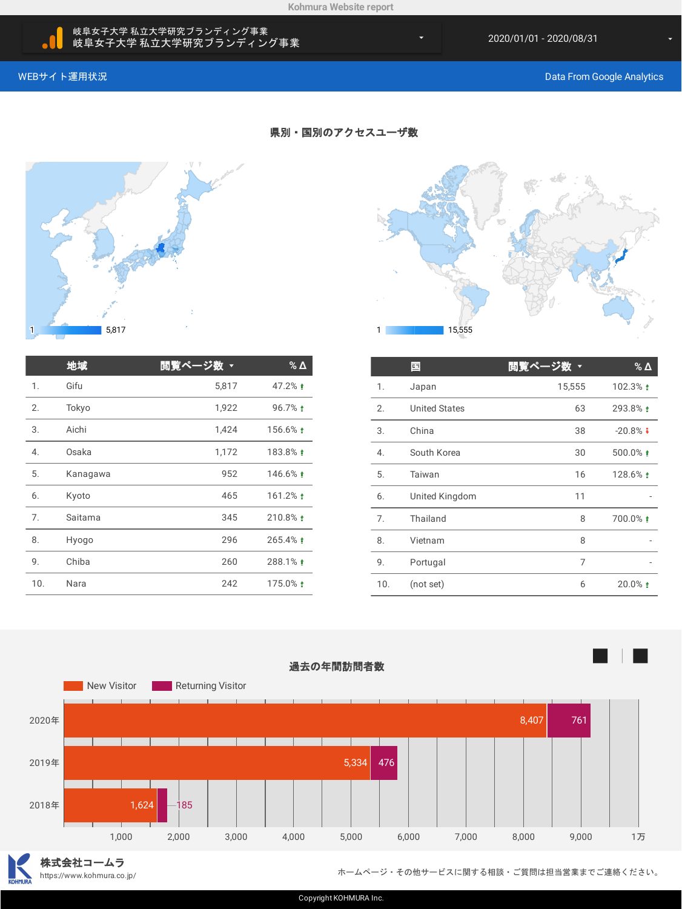Kohmura Website report

岐阜女子大学 私立大学研究ブランディング事業
岐阜女子大学 私立大学研究ブランディング事業

2020/01/01 - 2020/08/31

WEBサイト運用状況

Data From Google Analytics

## 県別・国別のアクセスユーザ数

1 5,817

1 15,555

| | 地域 | 閲覧ページ数 ▾ | % Δ |
|---|---|---|---|
| 1. | Gifu | 5,817 | 47.2% ⬆ |
| 2. | Tokyo | 1,922 | 96.7% ⬆ |
| 3. | Aichi | 1,424 | 156.6% ⬆ |
| 4. | Osaka | 1,172 | 183.8% ⬆ |
| 5. | Kanagawa | 952 | 146.6% ⬆ |
| 6. | Kyoto | 465 | 161.2% ⬆ |
| 7. | Saitama | 345 | 210.8% ⬆ |
| 8. | Hyogo | 296 | 265.4% ⬆ |
| 9. | Chiba | 260 | 288.1% ⬆ |
| 10. | Nara | 242 | 175.0% ⬆ |

| | 国 | 閲覧ページ数 ▾ | % Δ |
|---|---|---|---|
| 1. | Japan | 15,555 | 102.3% ⬆ |
| 2. | United States | 63 | 293.8% ⬆ |
| 3. | China | 38 | -20.8% ⬇ |
| 4. | South Korea | 30 | 500.0% ⬆ |
| 5. | Taiwan | 16 | 128.6% ⬆ |
| 6. | United Kingdom | 11 | - |
| 7. | Thailand | 8 | 700.0% ⬆ |
| 8. | Vietnam | 8 | - |
| 9. | Portugal | 7 | - |
| 10. | (not set) | 6 | 20.0% ⬆ |

## 過去の年間訪問者数

New Visitor
Returning Visitor

2020年 8,407 761
2019年 5,334 476
2018年 1,624 185

1,000 2,000 3,000 4,000 5,000 6,000 7,000 8,000 9,000 1万

**株式会社コームラ**
https://www.kohmura.co.jp/

ホームページ・その他サービスに関する相談・ご質問は担当営業までご連絡ください。

Copyright KOHMURA Inc.